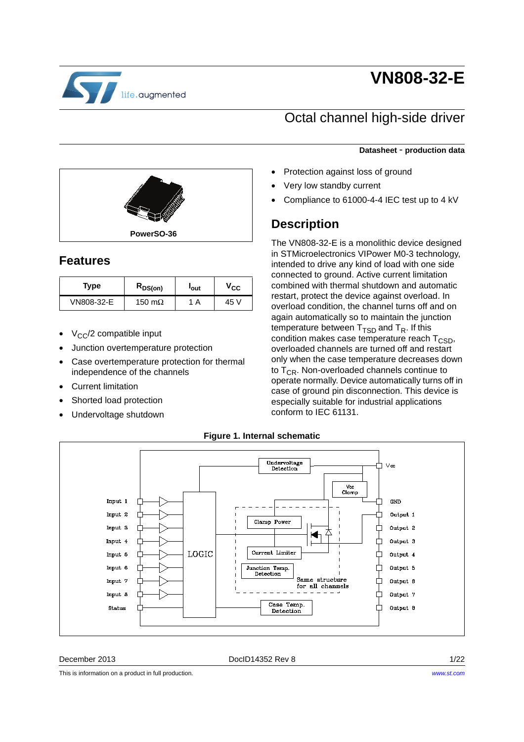# VN808-32-E

## Octal channel high-side driver

**Datasheet - production data**

PowerSO-36

## Features

| Type | $R_{DS(on)}$ | $I_{out}$ | $V_{CC}$ |
|---|---|---|---|
| VN808-32-E | 150 mΩ | 1 A | 45 V |

- $V_{CC}/2$ compatible input
- Junction overtemperature protection
- Case overtemperature protection for thermal independence of the channels
- Current limitation
- Shorted load protection
- Undervoltage shutdown
- Protection against loss of ground
- Very low standby current
- Compliance to 61000-4-4 IEC test up to 4 kV

## Description

The VN808-32-E is a monolithic device designed in STMicroelectronics VIPower M0-3 technology, intended to drive any kind of load with one side connected to ground. Active current limitation combined with thermal shutdown and automatic restart, protect the device against overload. In overload condition, the channel turns off and on again automatically so to maintain the junction temperature between $T_{TSD}$ and $T_R$. If this condition makes case temperature reach $T_{CSD}$, overloaded channels are turned off and restart only when the case temperature decreases down to $T_{CR}$. Non-overloaded channels continue to operate normally. Device automatically turns off in case of ground pin disconnection. This device is especially suitable for industrial applications conform to IEC 61131.

**Figure 1. Internal schematic**

December 2013 DocID14352 Rev 8

This is information on a product in full production.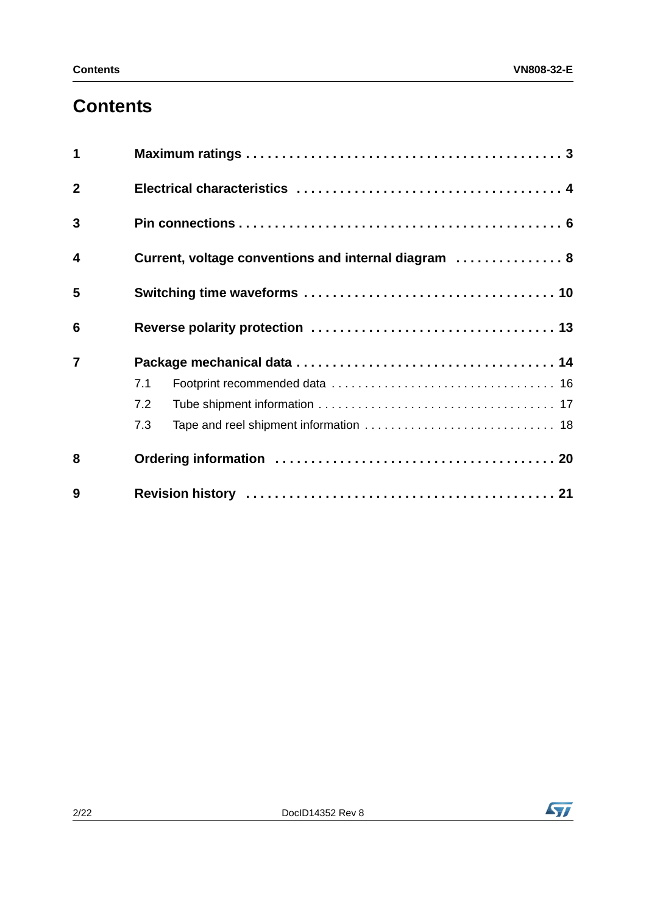# Contents

| | | |
|---|---|---|
| **1** | **Maximum ratings** | **3** |
| **2** | **Electrical characteristics** | **4** |
| **3** | **Pin connections** | **6** |
| **4** | **Current, voltage conventions and internal diagram** | **8** |
| **5** | **Switching time waveforms** | **10** |
| **6** | **Reverse polarity protection** | **13** |
| **7** | **Package mechanical data** | **14** |
| | 7.1 Footprint recommended data | 16 |
| | 7.2 Tube shipment information | 17 |
| | 7.3 Tape and reel shipment information | 18 |
| **8** | **Ordering information** | **20** |
| **9** | **Revision history** | **21** |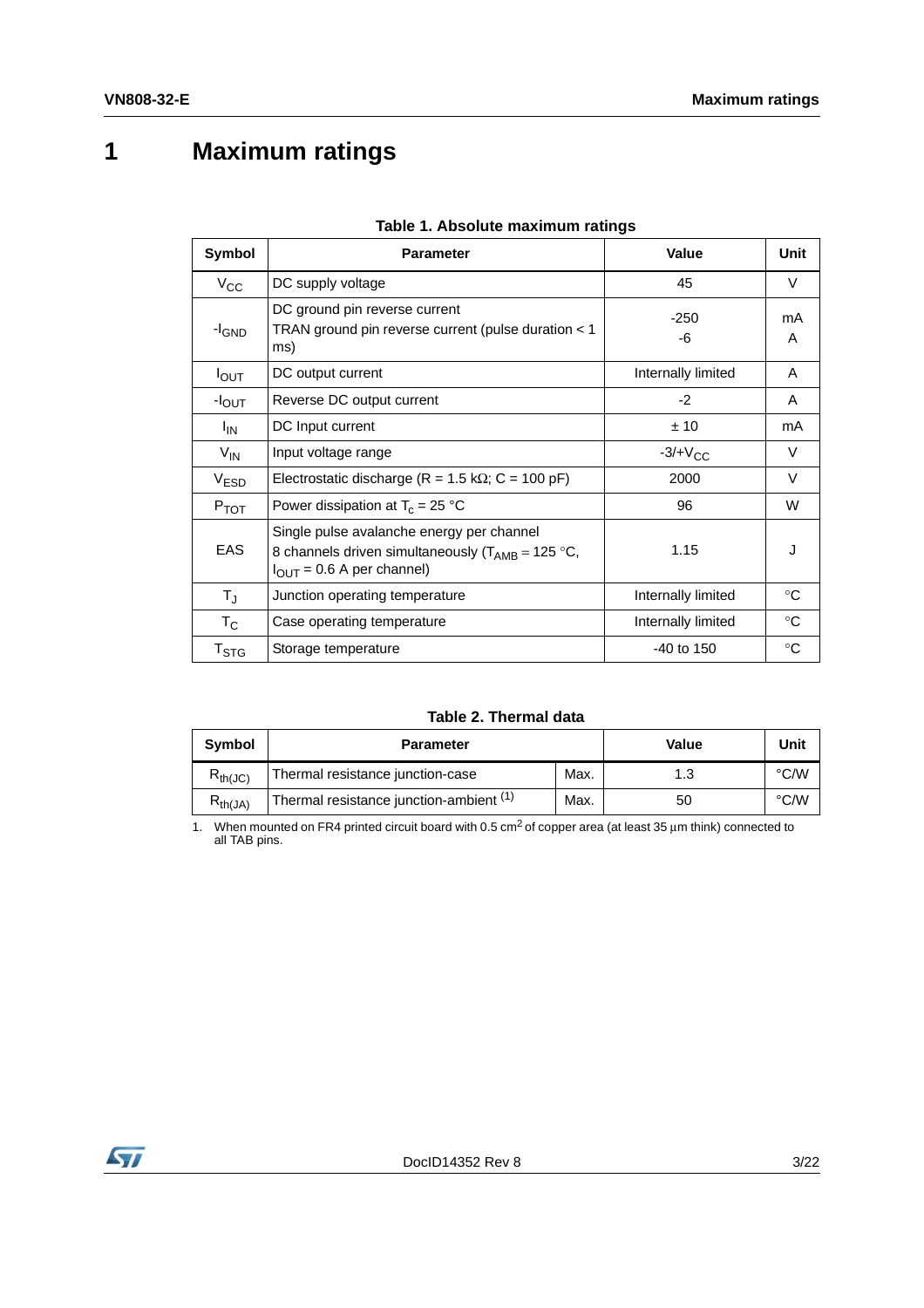# 1 Maximum ratings

**Table 1. Absolute maximum ratings**

| Symbol | Parameter | Value | Unit |
|---|---|---|---|
| $V_{CC}$ | DC supply voltage | 45 | V |
| $-I_{GND}$ | DC ground pin reverse current<br>TRAN ground pin reverse current (pulse duration < 1 ms) | -250<br>-6 | mA<br>A |
| $I_{OUT}$ | DC output current | Internally limited | A |
| $-I_{OUT}$ | Reverse DC output current | -2 | A |
| $I_{IN}$ | DC Input current | ± 10 | mA |
| $V_{IN}$ | Input voltage range | $-3/+V_{CC}$ | V |
| $V_{ESD}$ | Electrostatic discharge (R = 1.5 kΩ; C = 100 pF) | 2000 | V |
| $P_{TOT}$ | Power dissipation at $T_c$ = 25 °C | 96 | W |
| EAS | Single pulse avalanche energy per channel<br>8 channels driven simultaneously ($T_{AMB}$ = 125 °C, $I_{OUT}$ = 0.6 A per channel) | 1.15 | J |
| $T_J$ | Junction operating temperature | Internally limited | °C |
| $T_C$ | Case operating temperature | Internally limited | °C |
| $T_{STG}$ | Storage temperature | -40 to 150 | °C |

**Table 2. Thermal data**

| Symbol | Parameter | | Value | Unit |
|---|---|---|---|---|
| $R_{th(JC)}$ | Thermal resistance junction-case | Max. | 1.3 | °C/W |
| $R_{th(JA)}$ | Thermal resistance junction-ambient (1) | Max. | 50 | °C/W |

1. When mounted on FR4 printed circuit board with 0.5 $cm^2$ of copper area (at least 35 µm think) connected to all TAB pins.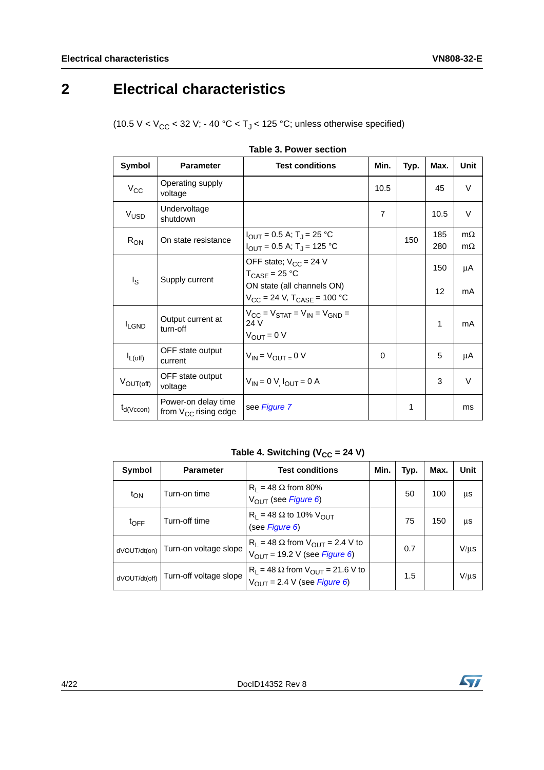# 2 Electrical characteristics

(10.5 V < $V_{CC}$ < 32 V; - 40 °C < $T_J$ < 125 °C; unless otherwise specified)

**Table 3. Power section**

| Symbol | Parameter | Test conditions | Min. | Typ. | Max. | Unit |
|---|---|---|---|---|---|---|
| $V_{CC}$ | Operating supply voltage | | 10.5 | | 45 | V |
| $V_{USD}$ | Undervoltage shutdown | | 7 | | 10.5 | V |
| $R_{ON}$ | On state resistance | $I_{OUT}$ = 0.5 A; $T_J$ = 25 °C<br>$I_{OUT}$ = 0.5 A; $T_J$ = 125 °C | | 150 | 185<br>280 | mΩ<br>mΩ |
| $I_S$ | Supply current | OFF state; $V_{CC}$ = 24 V<br>$T_{CASE}$ = 25 °C<br>ON state (all channels ON)<br>$V_{CC}$ = 24 V, $T_{CASE}$ = 100 °C | | | 150<br><br>12 | µA<br><br>mA |
| $I_{LGND}$ | Output current at turn-off | $V_{CC}$ = $V_{STAT}$ = $V_{IN}$ = $V_{GND}$ = 24 V<br>$V_{OUT}$ = 0 V | | | 1 | mA |
| $I_{L(off)}$ | OFF state output current | $V_{IN}$ = $V_{OUT}$ = 0 V | 0 | | 5 | µA |
| $V_{OUT(off)}$ | OFF state output voltage | $V_{IN}$ = 0 V, $I_{OUT}$ = 0 A | | | 3 | V |
| $t_{d(Vccon)}$ | Power-on delay time from $V_{CC}$ rising edge | see *Figure 7* | | 1 | | ms |

**Table 4. Switching ($V_{CC}$ = 24 V)**

| Symbol | Parameter | Test conditions | Min. | Typ. | Max. | Unit |
|---|---|---|---|---|---|---|
| $t_{ON}$ | Turn-on time | $R_L$ = 48 Ω from 80% $V_{OUT}$ (see *Figure 6*) | | 50 | 100 | µs |
| $t_{OFF}$ | Turn-off time | $R_L$ = 48 Ω to 10% $V_{OUT}$ (see *Figure 6*) | | 75 | 150 | µs |
| $dV_{OUT}/dt_{(on)}$ | Turn-on voltage slope | $R_L$ = 48 Ω from $V_{OUT}$ = 2.4 V to $V_{OUT}$ = 19.2 V (see *Figure 6*) | | 0.7 | | V/µs |
| $dV_{OUT}/dt_{(off)}$ | Turn-off voltage slope | $R_L$ = 48 Ω from $V_{OUT}$ = 21.6 V to $V_{OUT}$ = 2.4 V (see *Figure 6*) | | 1.5 | | V/µs |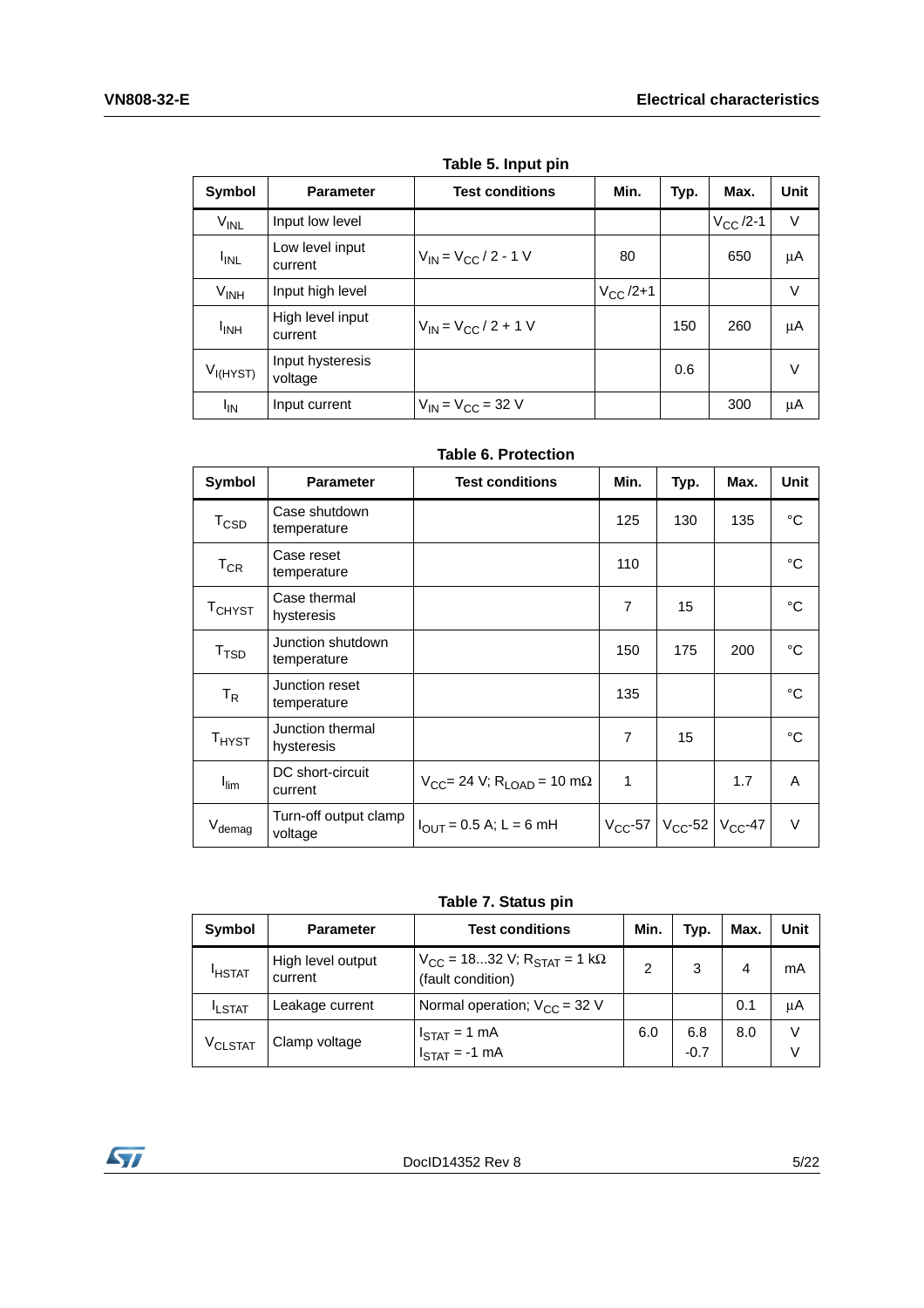**Table 5. Input pin**

| Symbol | Parameter | Test conditions | Min. | Typ. | Max. | Unit |
|---|---|---|---|---|---|---|
| $V_{INL}$ | Input low level | | | | $V_{CC}/2\text{-}1$ | V |
| $I_{INL}$ | Low level input current | $V_{IN} = V_{CC} / 2 - 1$ V | 80 | | 650 | µA |
| $V_{INH}$ | Input high level | | $V_{CC}/2\text{+}1$ | | | V |
| $I_{INH}$ | High level input current | $V_{IN} = V_{CC} / 2 + 1$ V | | 150 | 260 | µA |
| $V_{I(HYST)}$ | Input hysteresis voltage | | | 0.6 | | V |
| $I_{IN}$ | Input current | $V_{IN} = V_{CC} = 32$ V | | | 300 | µA |

**Table 6. Protection**

| Symbol | Parameter | Test conditions | Min. | Typ. | Max. | Unit |
|---|---|---|---|---|---|---|
| $T_{CSD}$ | Case shutdown temperature | | 125 | 130 | 135 | °C |
| $T_{CR}$ | Case reset temperature | | 110 | | | °C |
| $T_{CHYST}$ | Case thermal hysteresis | | 7 | 15 | | °C |
| $T_{TSD}$ | Junction shutdown temperature | | 150 | 175 | 200 | °C |
| $T_R$ | Junction reset temperature | | 135 | | | °C |
| $T_{HYST}$ | Junction thermal hysteresis | | 7 | 15 | | °C |
| $I_{lim}$ | DC short-circuit current | $V_{CC}$= 24 V; $R_{LOAD}$ = 10 mΩ | 1 | | 1.7 | A |
| $V_{demag}$ | Turn-off output clamp voltage | $I_{OUT}$ = 0.5 A; L = 6 mH | $V_{CC}$-57 | $V_{CC}$-52 | $V_{CC}$-47 | V |

**Table 7. Status pin**

| Symbol | Parameter | Test conditions | Min. | Typ. | Max. | Unit |
|---|---|---|---|---|---|---|
| $I_{HSTAT}$ | High level output current | $V_{CC}$ = 18...32 V; $R_{STAT}$ = 1 kΩ (fault condition) | 2 | 3 | 4 | mA |
| $I_{LSTAT}$ | Leakage current | Normal operation; $V_{CC}$ = 32 V | | | 0.1 | µA |
| $V_{CLSTAT}$ | Clamp voltage | $I_{STAT}$ = 1 mA<br>$I_{STAT}$ = -1 mA | 6.0 | 6.8<br>-0.7 | 8.0 | V<br>V |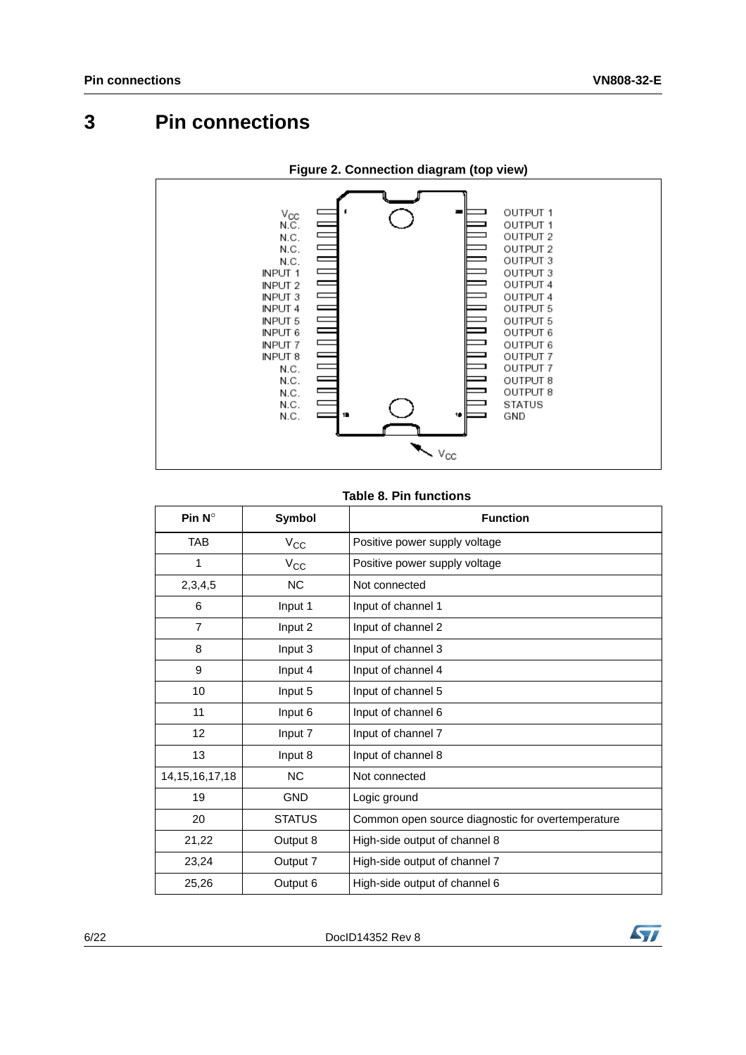# 3 Pin connections

**Figure 2. Connection diagram (top view)**

**Table 8. Pin functions**

| Pin N° | Symbol | Function |
|---|---|---|
| TAB | $V_{CC}$ | Positive power supply voltage |
| 1 | $V_{CC}$ | Positive power supply voltage |
| 2,3,4,5 | NC | Not connected |
| 6 | Input 1 | Input of channel 1 |
| 7 | Input 2 | Input of channel 2 |
| 8 | Input 3 | Input of channel 3 |
| 9 | Input 4 | Input of channel 4 |
| 10 | Input 5 | Input of channel 5 |
| 11 | Input 6 | Input of channel 6 |
| 12 | Input 7 | Input of channel 7 |
| 13 | Input 8 | Input of channel 8 |
| 14,15,16,17,18 | NC | Not connected |
| 19 | GND | Logic ground |
| 20 | STATUS | Common open source diagnostic for overtemperature |
| 21,22 | Output 8 | High-side output of channel 8 |
| 23,24 | Output 7 | High-side output of channel 7 |
| 25,26 | Output 6 | High-side output of channel 6 |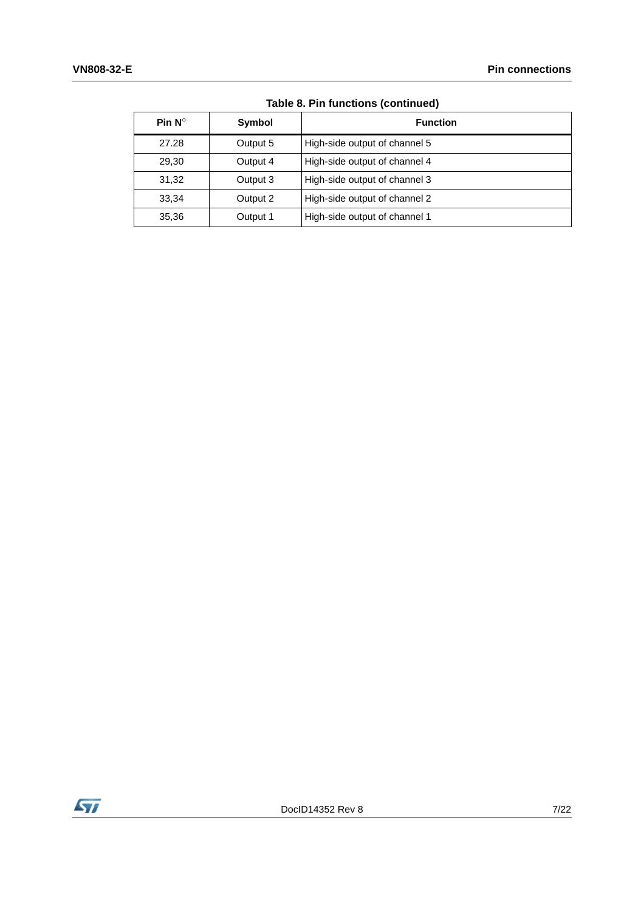**Table 8. Pin functions (continued)**

| Pin N° | Symbol | Function |
|---|---|---|
| 27.28 | Output 5 | High-side output of channel 5 |
| 29,30 | Output 4 | High-side output of channel 4 |
| 31,32 | Output 3 | High-side output of channel 3 |
| 33,34 | Output 2 | High-side output of channel 2 |
| 35,36 | Output 1 | High-side output of channel 1 |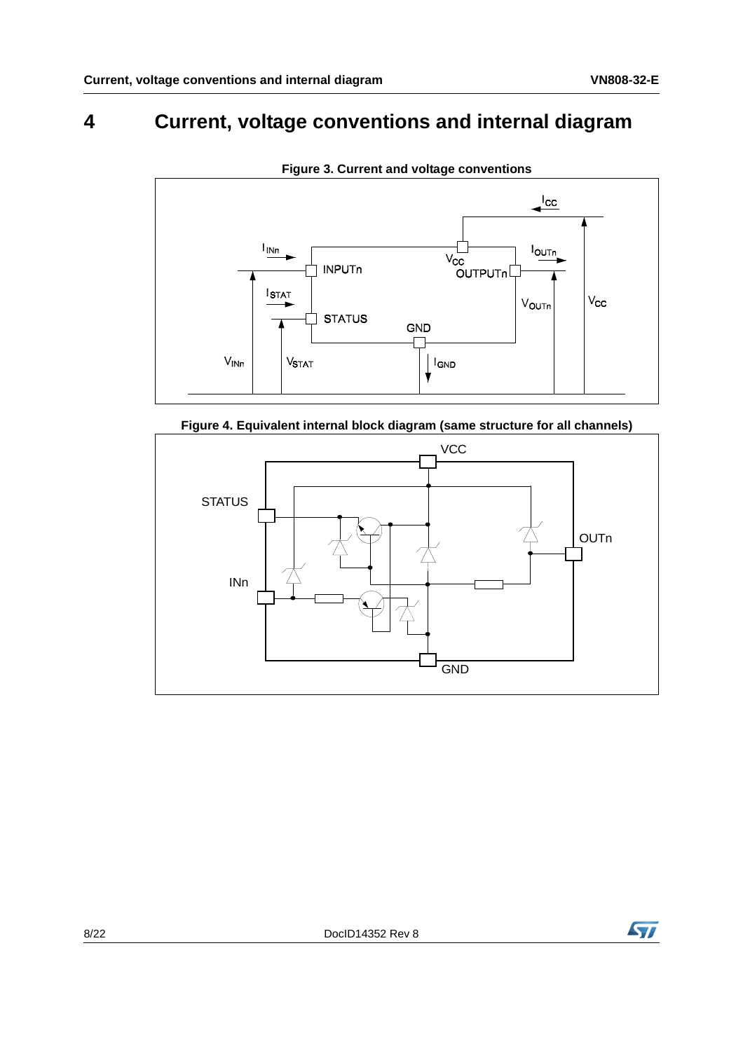# 4 Current, voltage conventions and internal diagram

**Figure 3. Current and voltage conventions**

**Figure 4. Equivalent internal block diagram (same structure for all channels)**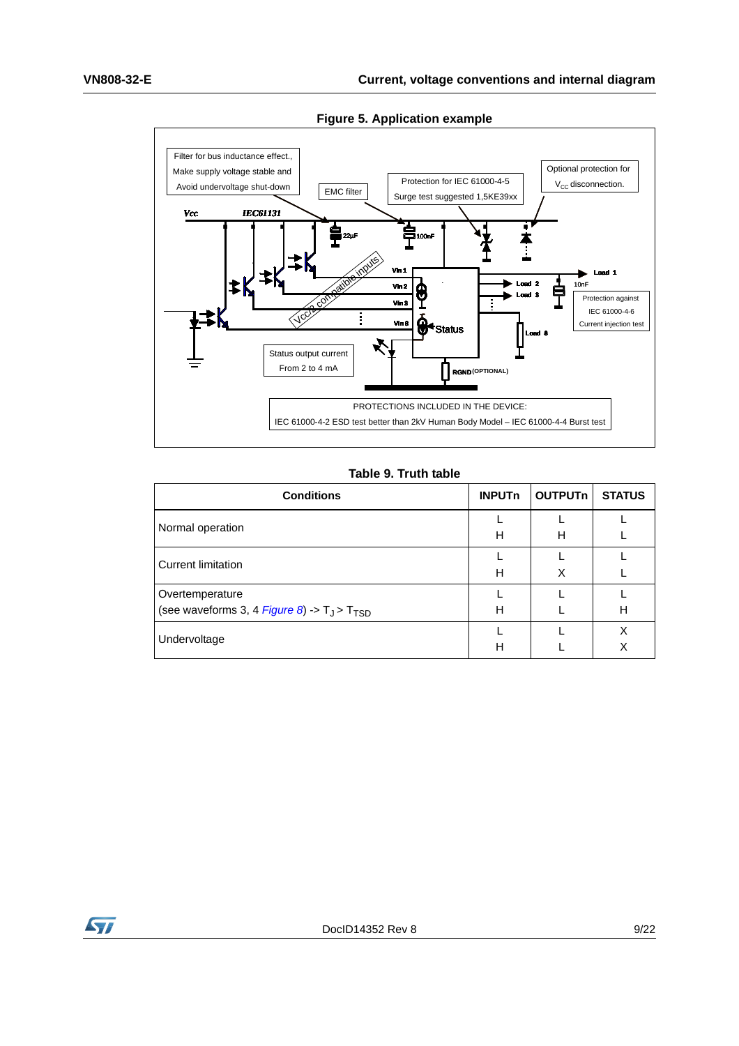**Figure 5. Application example**

Filter for bus inductance effect., Make supply voltage stable and Avoid undervoltage shut-down

EMC filter

Protection for IEC 61000-4-5 Surge test suggested 1,5KE39xx

Optional protection for $V_{CC}$ disconnection.

Vcc IEC61131

22µF 100nF

Vcc/2 compatible inputs

Vin 1, Vin 2, Vin 3, Vin 8

Load 1, Load 2, Load 3, Load 8

10nF

Protection against IEC 61000-4-6 Current injection test

Status

Status output current From 2 to 4 mA

RGND (OPTIONAL)

PROTECTIONS INCLUDED IN THE DEVICE:
IEC 61000-4-2 ESD test better than 2kV Human Body Model – IEC 61000-4-4 Burst test

**Table 9. Truth table**

| Conditions | INPUTn | OUTPUTn | STATUS |
|---|---|---|---|
| Normal operation | L | L | L |
| | H | H | L |
| Current limitation | L | L | L |
| | H | X | L |
| Overtemperature (see waveforms 3, 4 *Figure 8*) -> $T_J > T_{TSD}$ | L | L | L |
| | H | L | H |
| Undervoltage | L | L | X |
| | H | L | X |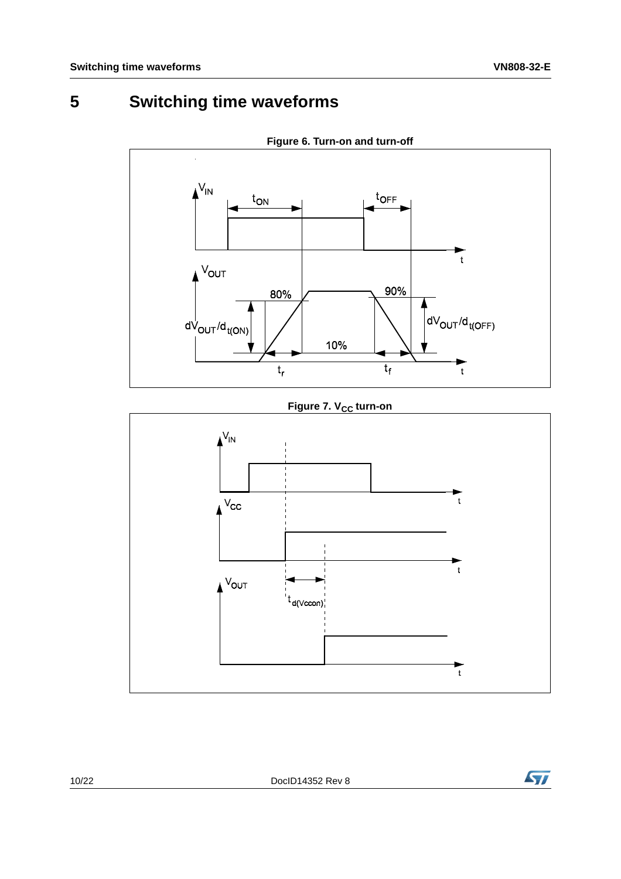# 5 Switching time waveforms

**Figure 6. Turn-on and turn-off**

**Figure 7. $V_{CC}$ turn-on**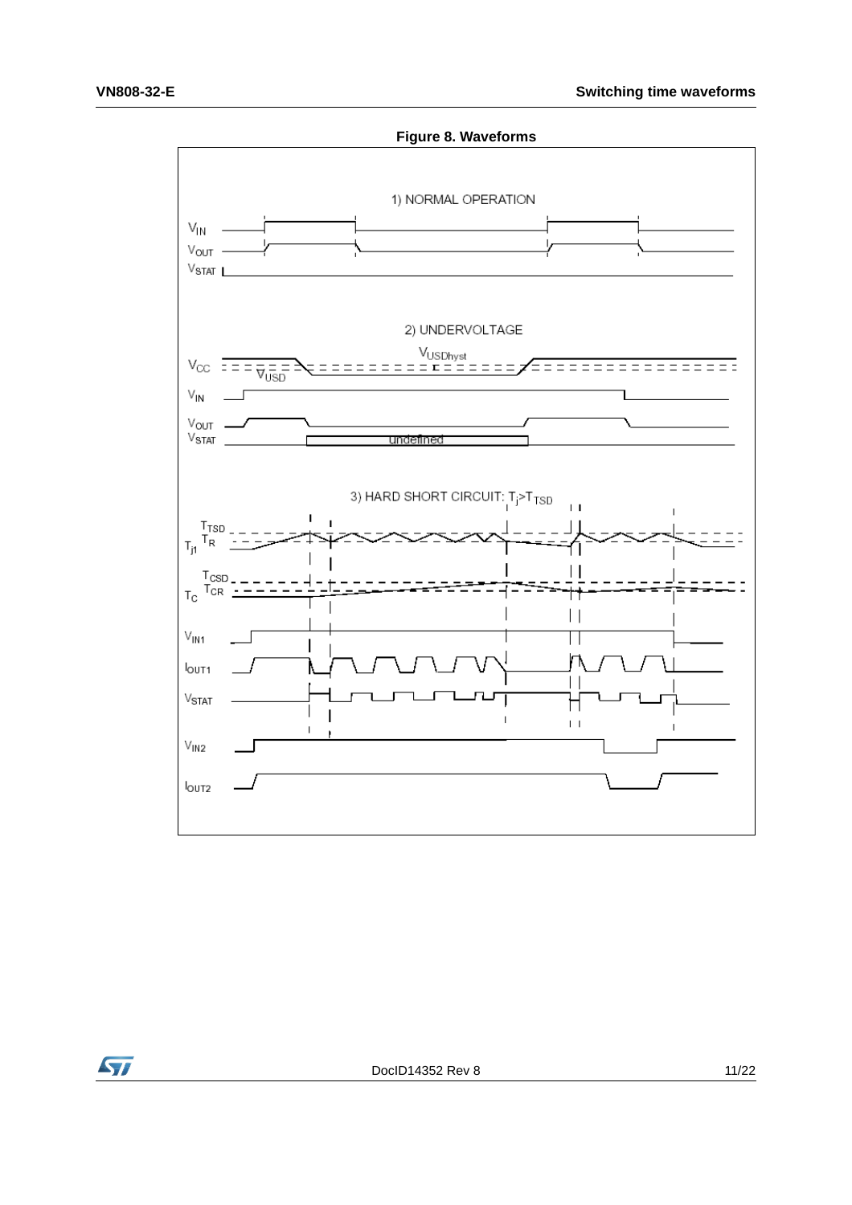**Figure 8. Waveforms**

1) NORMAL OPERATION

$V_{IN}$

$V_{OUT}$

$V_{STAT}$

2) UNDERVOLTAGE

$V_{CC}$ $V_{USD}$ $V_{USDhyst}$

$V_{IN}$

$V_{OUT}$

$V_{STAT}$ undefined

3) HARD SHORT CIRCUIT: $T_j > T_{TSD}$

$T_{j1}$ $T_{TSD}$ $T_R$

$T_C$ $T_{CSD}$ $T_{CR}$

$V_{IN1}$

$I_{OUT1}$

$V_{STAT}$

$V_{IN2}$

$I_{OUT2}$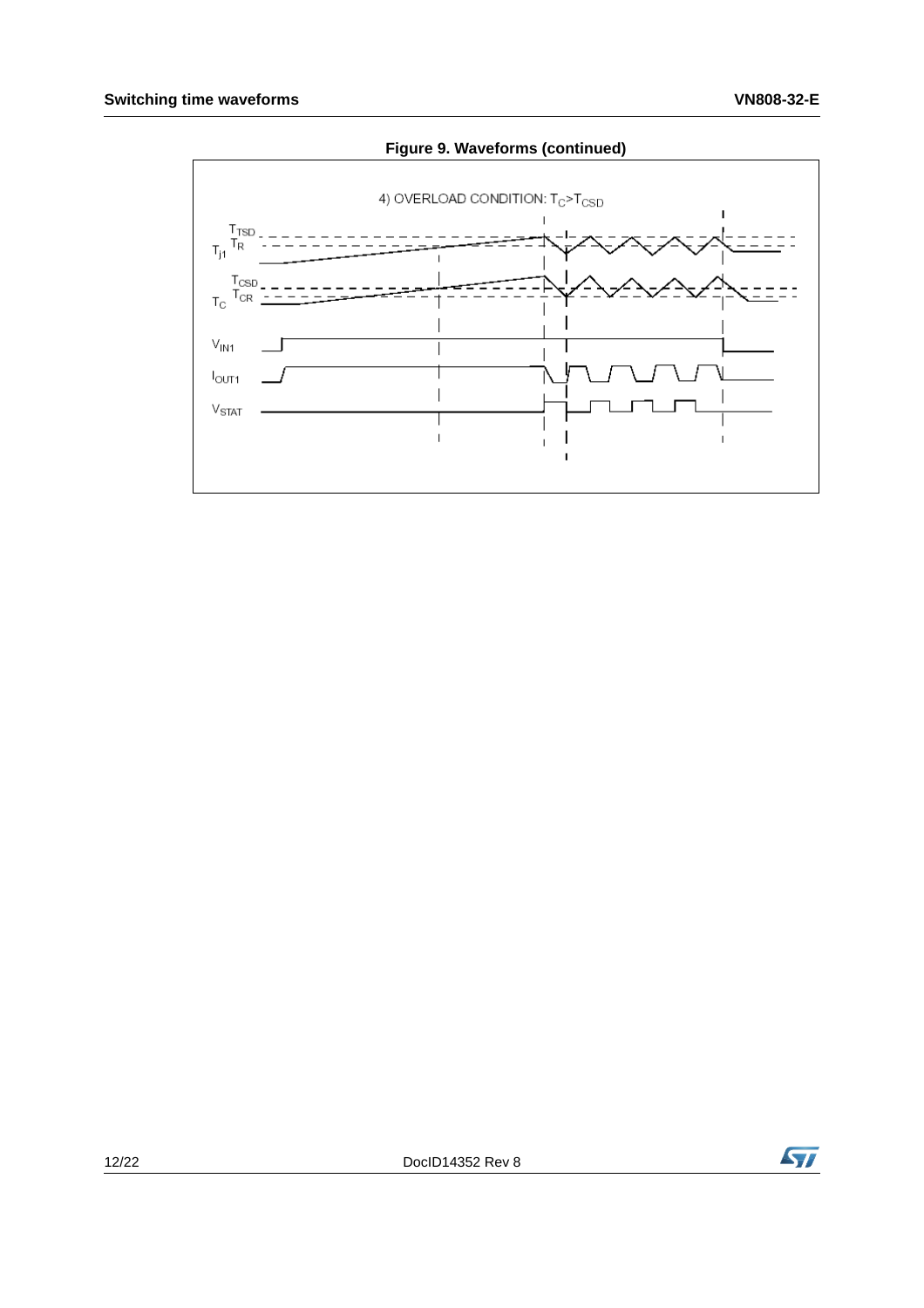**Figure 9. Waveforms (continued)**

4) OVERLOAD CONDITION: $T_C > T_{CSD}$

$T_{TSD}$

$T_{j1}$ $T_R$

$T_{CSD}$

$T_C$ $T_{CR}$

$V_{IN1}$

$I_{OUT1}$

$V_{STAT}$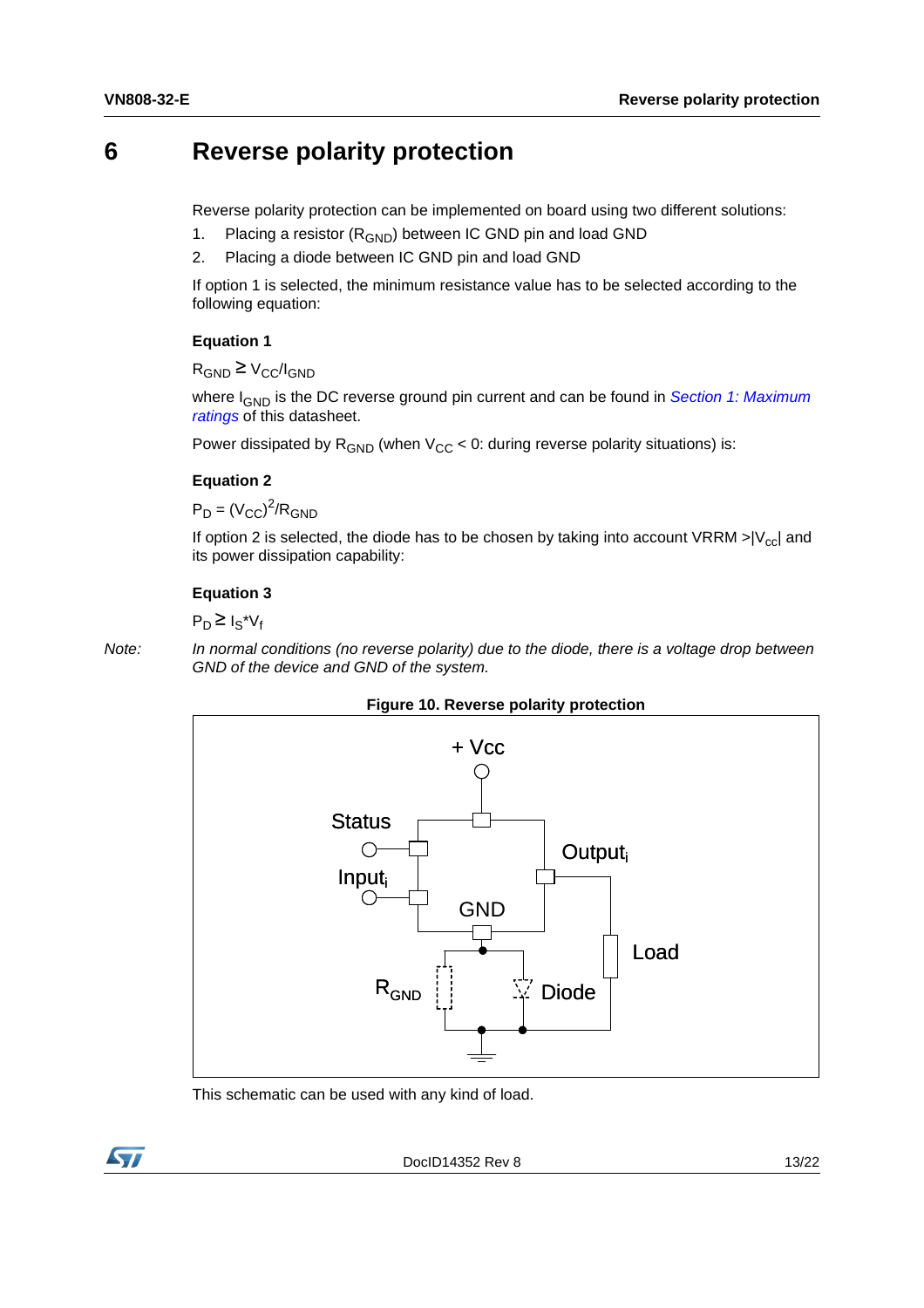# 6 Reverse polarity protection

Reverse polarity protection can be implemented on board using two different solutions:

1. Placing a resistor ($R_{GND}$) between IC GND pin and load GND
2. Placing a diode between IC GND pin and load GND

If option 1 is selected, the minimum resistance value has to be selected according to the following equation:

**Equation 1**

$R_{GND} \geq V_{CC}/I_{GND}$

where $I_{GND}$ is the DC reverse ground pin current and can be found in *Section 1: Maximum ratings* of this datasheet.

Power dissipated by $R_{GND}$ (when $V_{CC} < 0$: during reverse polarity situations) is:

**Equation 2**

$P_D = (V_{CC})^2/R_{GND}$

If option 2 is selected, the diode has to be chosen by taking into account VRRM $>|V_{cc}|$ and its power dissipation capability:

**Equation 3**

$P_D \geq I_S{*}V_f$

*Note: In normal conditions (no reverse polarity) due to the diode, there is a voltage drop between GND of the device and GND of the system.*

**Figure 10. Reverse polarity protection**

This schematic can be used with any kind of load.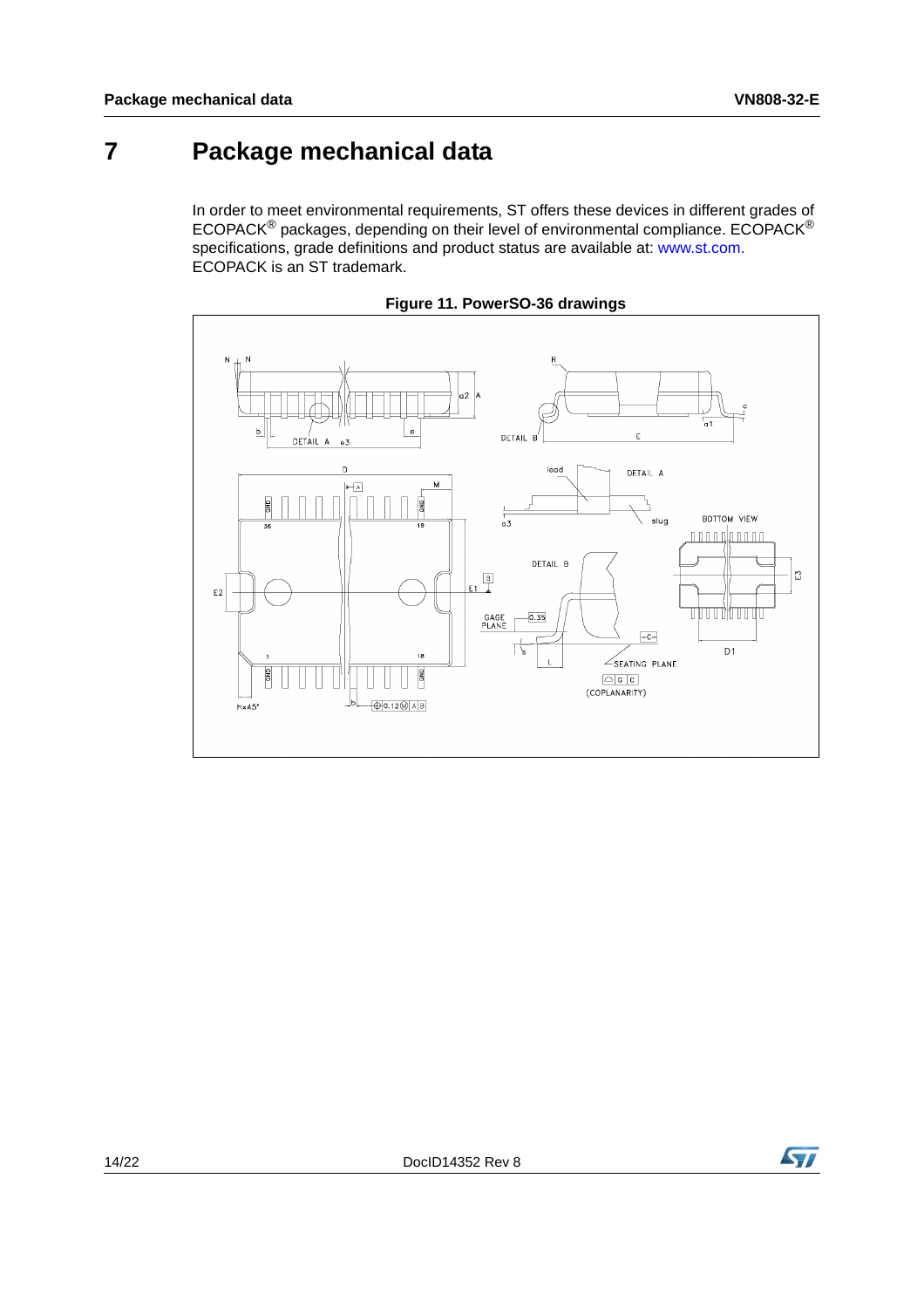# 7 Package mechanical data

In order to meet environmental requirements, ST offers these devices in different grades of ECOPACK® packages, depending on their level of environmental compliance. ECOPACK® specifications, grade definitions and product status are available at: www.st.com. ECOPACK is an ST trademark.

**Figure 11. PowerSO-36 drawings**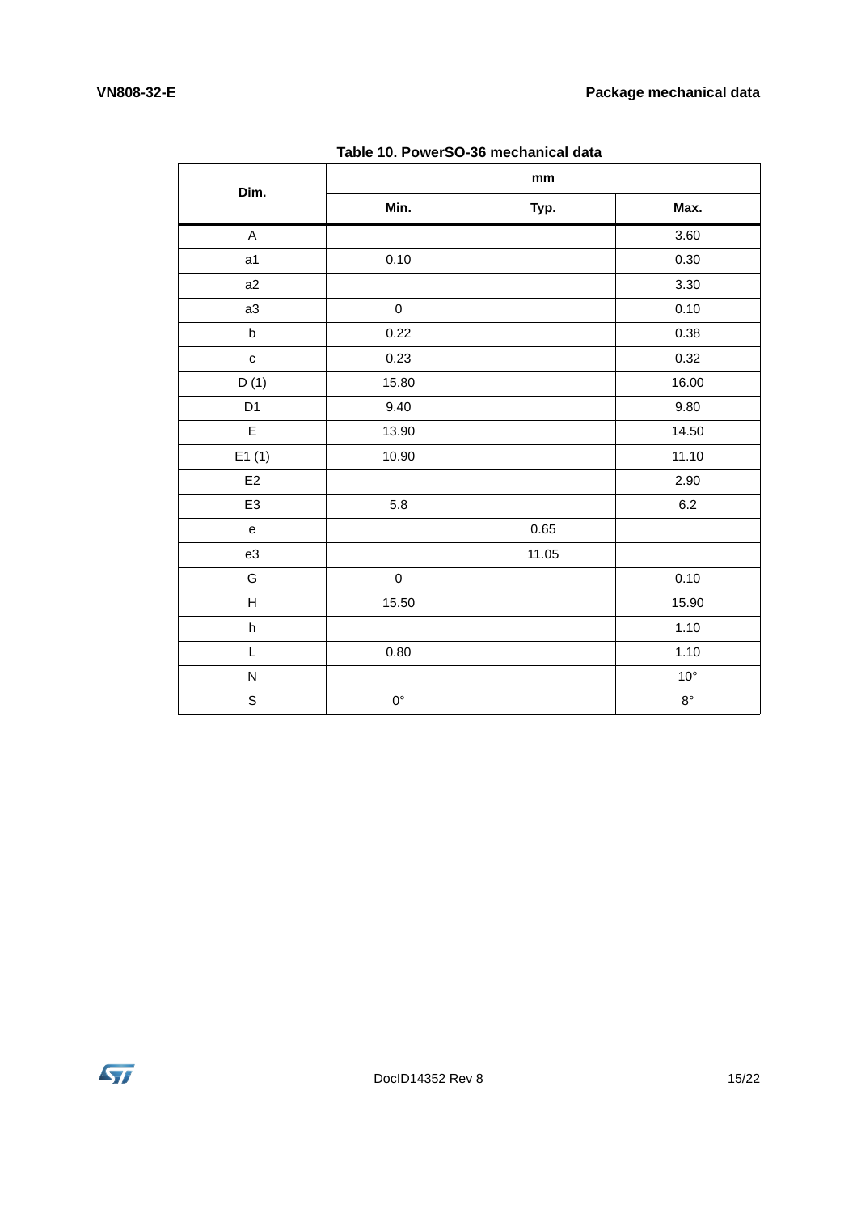**Table 10. PowerSO-36 mechanical data**

| Dim. | mm | | |
|---|---|---|---|
| | Min. | Typ. | Max. |
| A | | | 3.60 |
| a1 | 0.10 | | 0.30 |
| a2 | | | 3.30 |
| a3 | 0 | | 0.10 |
| b | 0.22 | | 0.38 |
| c | 0.23 | | 0.32 |
| D (1) | 15.80 | | 16.00 |
| D1 | 9.40 | | 9.80 |
| E | 13.90 | | 14.50 |
| E1 (1) | 10.90 | | 11.10 |
| E2 | | | 2.90 |
| E3 | 5.8 | | 6.2 |
| e | | 0.65 | |
| e3 | | 11.05 | |
| G | 0 | | 0.10 |
| H | 15.50 | | 15.90 |
| h | | | 1.10 |
| L | 0.80 | | 1.10 |
| N | | | 10° |
| S | 0° | | 8° |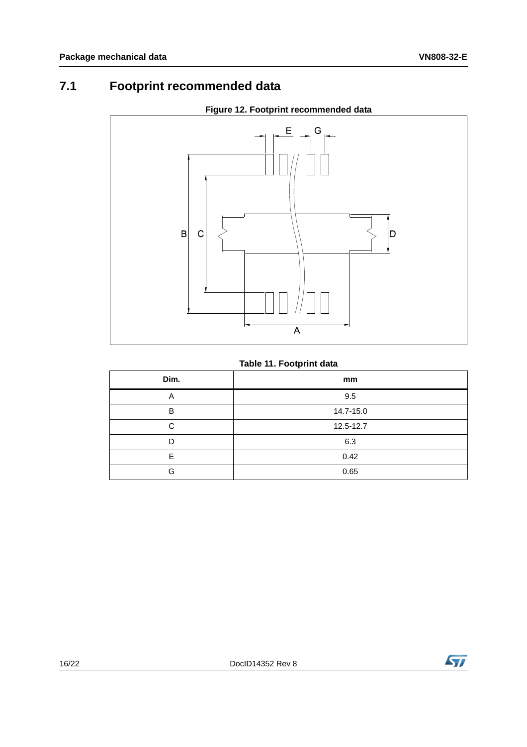## 7.1 Footprint recommended data

**Figure 12. Footprint recommended data**

**Table 11. Footprint data**

| Dim. | mm |
|---|---|
| A | 9.5 |
| B | 14.7-15.0 |
| C | 12.5-12.7 |
| D | 6.3 |
| E | 0.42 |
| G | 0.65 |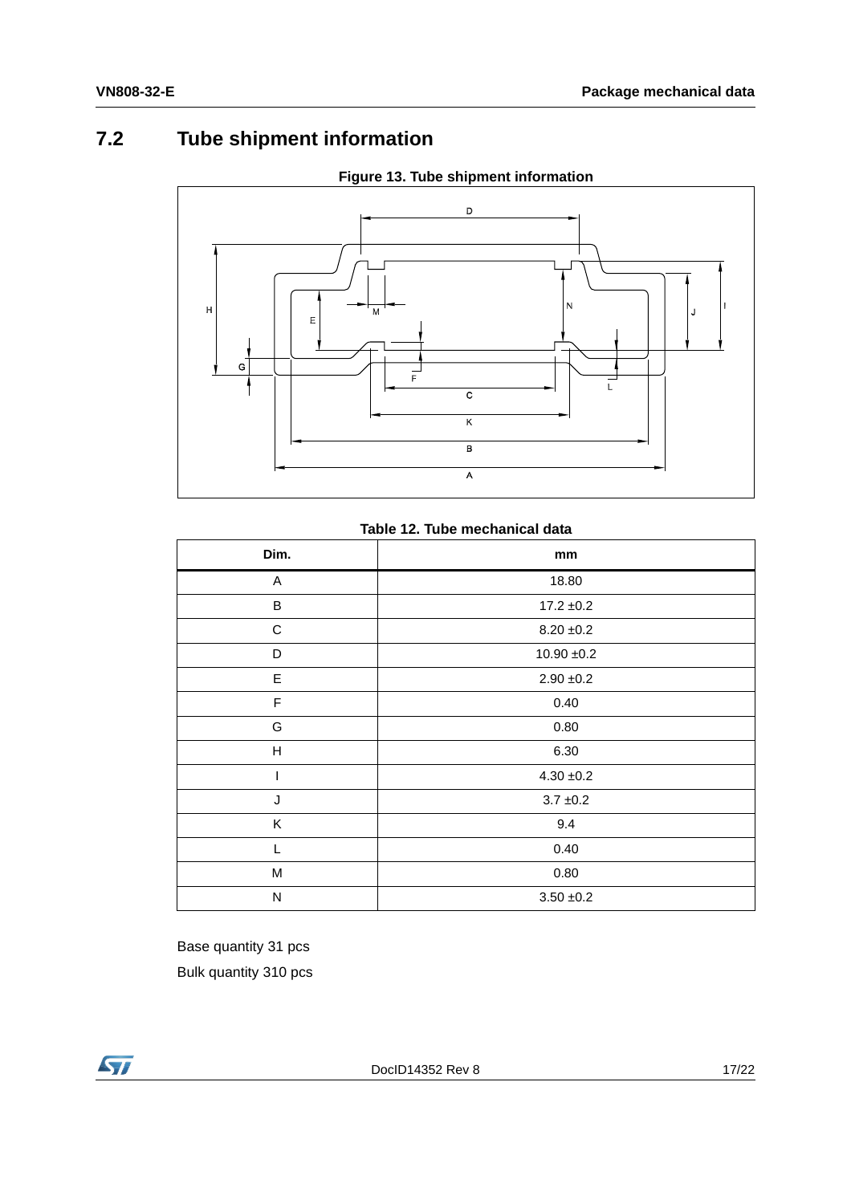## 7.2 Tube shipment information

**Figure 13. Tube shipment information**

**Table 12. Tube mechanical data**

| Dim. | mm |
|---|---|
| A | 18.80 |
| B | 17.2 ±0.2 |
| C | 8.20 ±0.2 |
| D | 10.90 ±0.2 |
| E | 2.90 ±0.2 |
| F | 0.40 |
| G | 0.80 |
| H | 6.30 |
| I | 4.30 ±0.2 |
| J | 3.7 ±0.2 |
| K | 9.4 |
| L | 0.40 |
| M | 0.80 |
| N | 3.50 ±0.2 |

Base quantity 31 pcs

Bulk quantity 310 pcs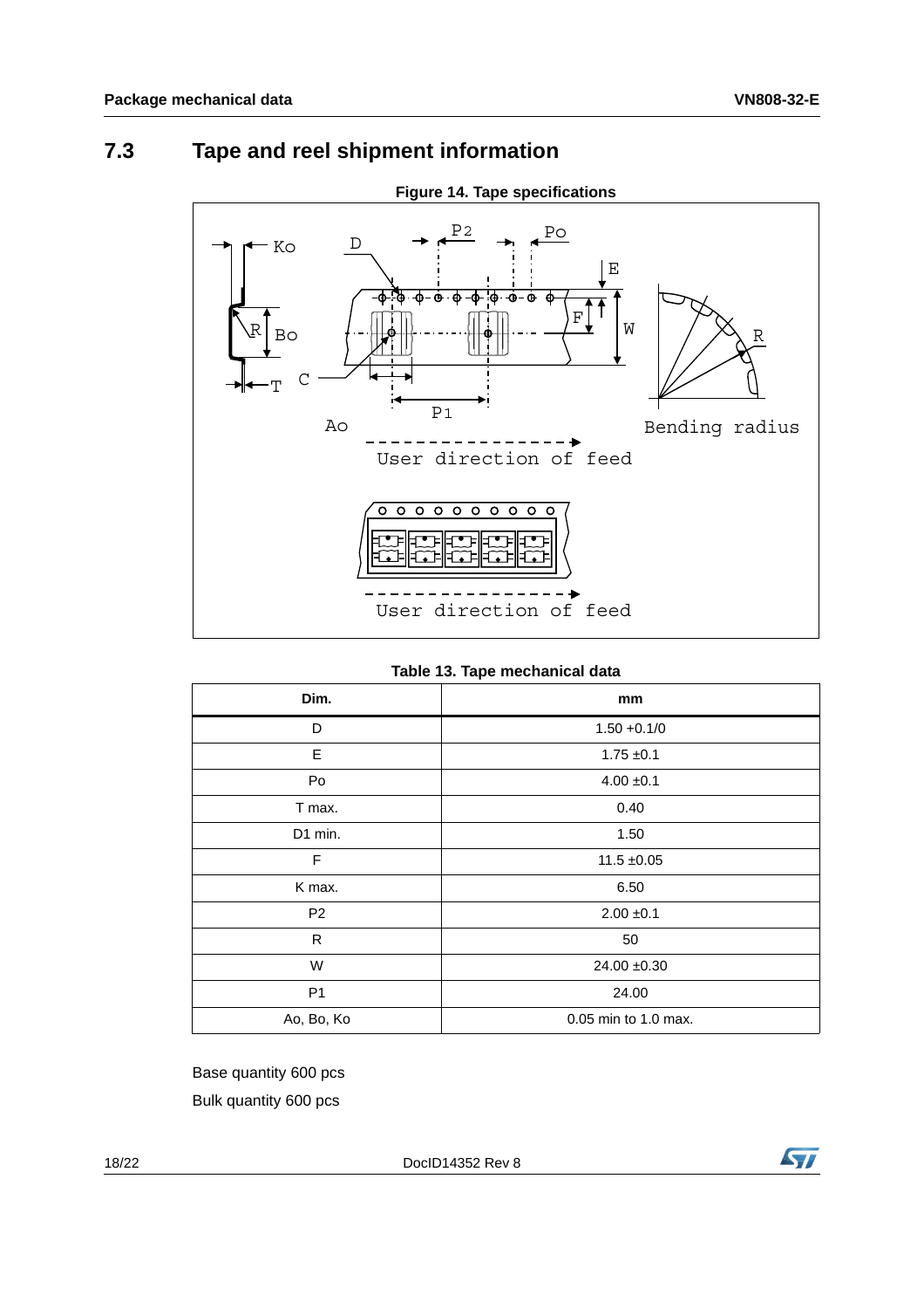## 7.3 Tape and reel shipment information

**Figure 14. Tape specifications**

**Table 13. Tape mechanical data**

| Dim. | mm |
|---|---|
| D | 1.50 +0.1/0 |
| E | 1.75 ±0.1 |
| Po | 4.00 ±0.1 |
| T max. | 0.40 |
| D1 min. | 1.50 |
| F | 11.5 ±0.05 |
| K max. | 6.50 |
| P2 | 2.00 ±0.1 |
| R | 50 |
| W | 24.00 ±0.30 |
| P1 | 24.00 |
| Ao, Bo, Ko | 0.05 min to 1.0 max. |

Base quantity 600 pcs

Bulk quantity 600 pcs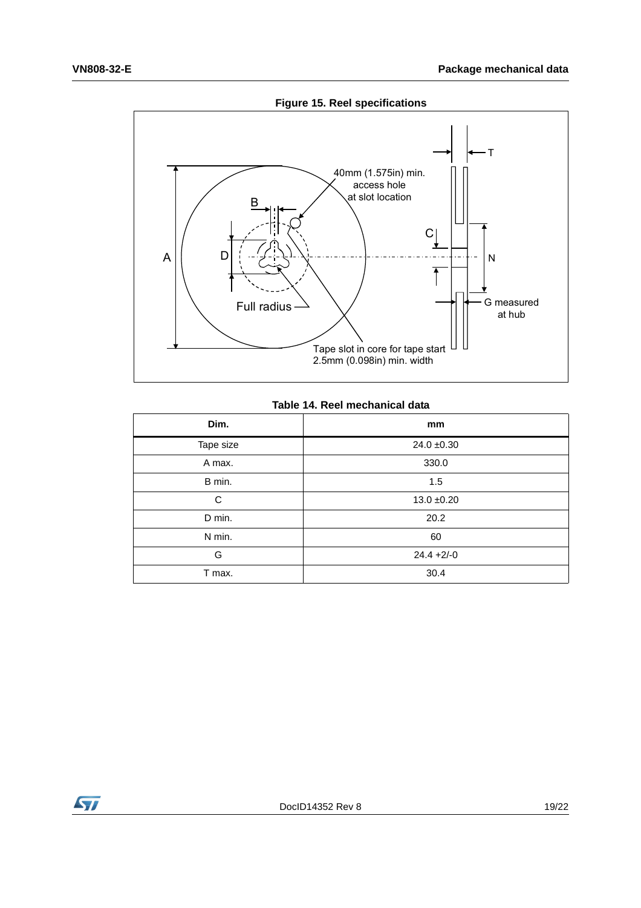**Figure 15. Reel specifications**

**Table 14. Reel mechanical data**

| Dim. | mm |
|---|---|
| Tape size | 24.0 ±0.30 |
| A max. | 330.0 |
| B min. | 1.5 |
| C | 13.0 ±0.20 |
| D min. | 20.2 |
| N min. | 60 |
| G | 24.4 +2/-0 |
| T max. | 30.4 |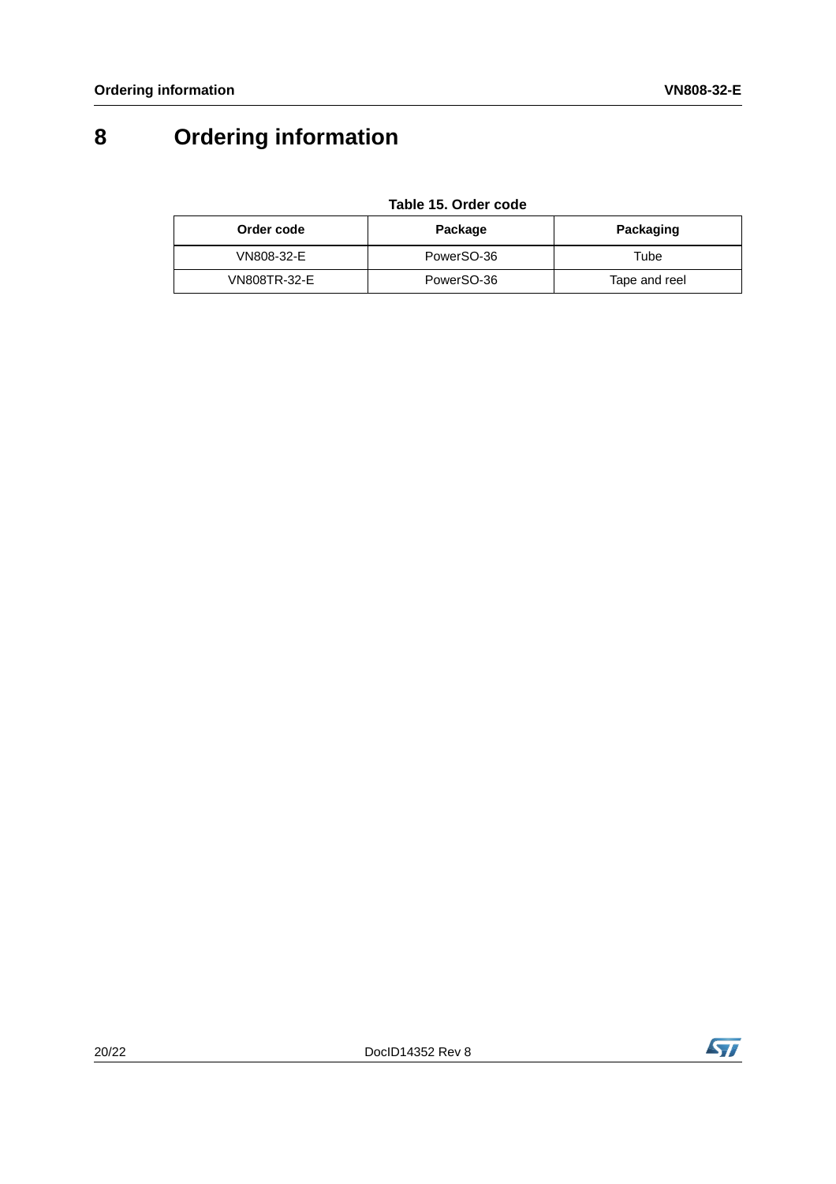# 8 Ordering information

**Table 15. Order code**

| Order code | Package | Packaging |
|---|---|---|
| VN808-32-E | PowerSO-36 | Tube |
| VN808TR-32-E | PowerSO-36 | Tape and reel |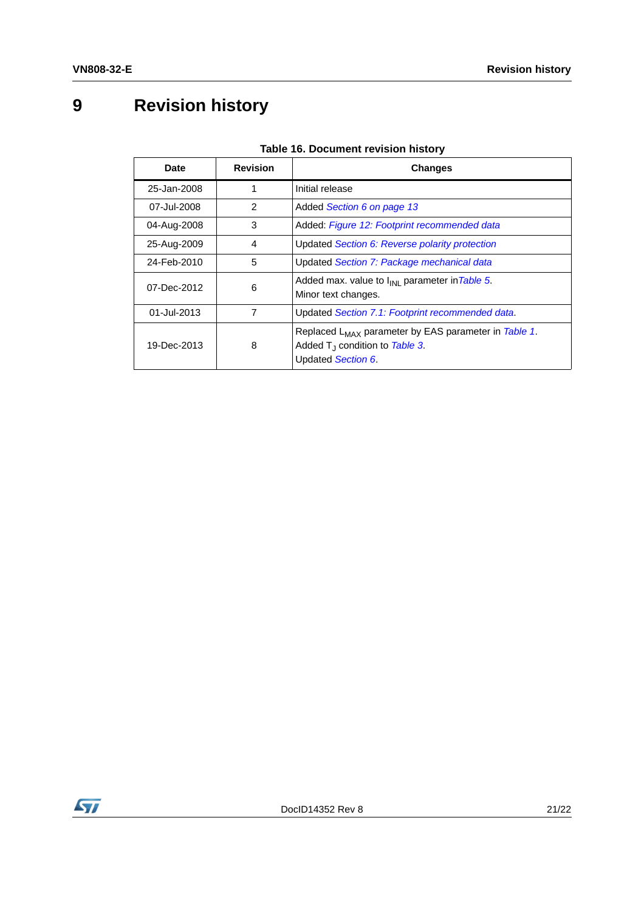# 9 Revision history

**Table 16. Document revision history**

| Date | Revision | Changes |
|---|---|---|
| 25-Jan-2008 | 1 | Initial release |
| 07-Jul-2008 | 2 | Added *Section 6 on page 13* |
| 04-Aug-2008 | 3 | Added: *Figure 12: Footprint recommended data* |
| 25-Aug-2009 | 4 | Updated *Section 6: Reverse polarity protection* |
| 24-Feb-2010 | 5 | Updated *Section 7: Package mechanical data* |
| 07-Dec-2012 | 6 | Added max. value to $I_{INL}$ parameter in *Table 5*.<br>Minor text changes. |
| 01-Jul-2013 | 7 | Updated *Section 7.1: Footprint recommended data*. |
| 19-Dec-2013 | 8 | Replaced $L_{MAX}$ parameter by EAS parameter in *Table 1*.<br>Added $T_J$ condition to *Table 3*.<br>Updated *Section 6*. |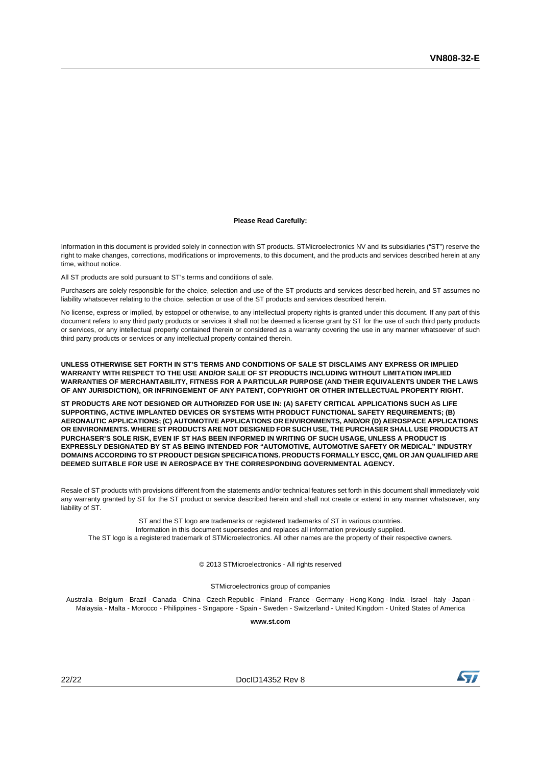**Please Read Carefully:**

Information in this document is provided solely in connection with ST products. STMicroelectronics NV and its subsidiaries ("ST") reserve the right to make changes, corrections, modifications or improvements, to this document, and the products and services described herein at any time, without notice.

All ST products are sold pursuant to ST's terms and conditions of sale.

Purchasers are solely responsible for the choice, selection and use of the ST products and services described herein, and ST assumes no liability whatsoever relating to the choice, selection or use of the ST products and services described herein.

No license, express or implied, by estoppel or otherwise, to any intellectual property rights is granted under this document. If any part of this document refers to any third party products or services it shall not be deemed a license grant by ST for the use of such third party products or services, or any intellectual property contained therein or considered as a warranty covering the use in any manner whatsoever of such third party products or services or any intellectual property contained therein.

**UNLESS OTHERWISE SET FORTH IN ST'S TERMS AND CONDITIONS OF SALE ST DISCLAIMS ANY EXPRESS OR IMPLIED WARRANTY WITH RESPECT TO THE USE AND/OR SALE OF ST PRODUCTS INCLUDING WITHOUT LIMITATION IMPLIED WARRANTIES OF MERCHANTABILITY, FITNESS FOR A PARTICULAR PURPOSE (AND THEIR EQUIVALENTS UNDER THE LAWS OF ANY JURISDICTION), OR INFRINGEMENT OF ANY PATENT, COPYRIGHT OR OTHER INTELLECTUAL PROPERTY RIGHT.**

**ST PRODUCTS ARE NOT DESIGNED OR AUTHORIZED FOR USE IN: (A) SAFETY CRITICAL APPLICATIONS SUCH AS LIFE SUPPORTING, ACTIVE IMPLANTED DEVICES OR SYSTEMS WITH PRODUCT FUNCTIONAL SAFETY REQUIREMENTS; (B) AERONAUTIC APPLICATIONS; (C) AUTOMOTIVE APPLICATIONS OR ENVIRONMENTS, AND/OR (D) AEROSPACE APPLICATIONS OR ENVIRONMENTS. WHERE ST PRODUCTS ARE NOT DESIGNED FOR SUCH USE, THE PURCHASER SHALL USE PRODUCTS AT PURCHASER'S SOLE RISK, EVEN IF ST HAS BEEN INFORMED IN WRITING OF SUCH USAGE, UNLESS A PRODUCT IS EXPRESSLY DESIGNATED BY ST AS BEING INTENDED FOR "AUTOMOTIVE, AUTOMOTIVE SAFETY OR MEDICAL" INDUSTRY DOMAINS ACCORDING TO ST PRODUCT DESIGN SPECIFICATIONS. PRODUCTS FORMALLY ESCC, QML OR JAN QUALIFIED ARE DEEMED SUITABLE FOR USE IN AEROSPACE BY THE CORRESPONDING GOVERNMENTAL AGENCY.**

Resale of ST products with provisions different from the statements and/or technical features set forth in this document shall immediately void any warranty granted by ST for the ST product or service described herein and shall not create or extend in any manner whatsoever, any liability of ST.

ST and the ST logo are trademarks or registered trademarks of ST in various countries.
Information in this document supersedes and replaces all information previously supplied.
The ST logo is a registered trademark of STMicroelectronics. All other names are the property of their respective owners.

© 2013 STMicroelectronics - All rights reserved

STMicroelectronics group of companies

Australia - Belgium - Brazil - Canada - China - Czech Republic - Finland - France - Germany - Hong Kong - India - Israel - Italy - Japan - Malaysia - Malta - Morocco - Philippines - Singapore - Spain - Sweden - Switzerland - United Kingdom - United States of America

**www.st.com**